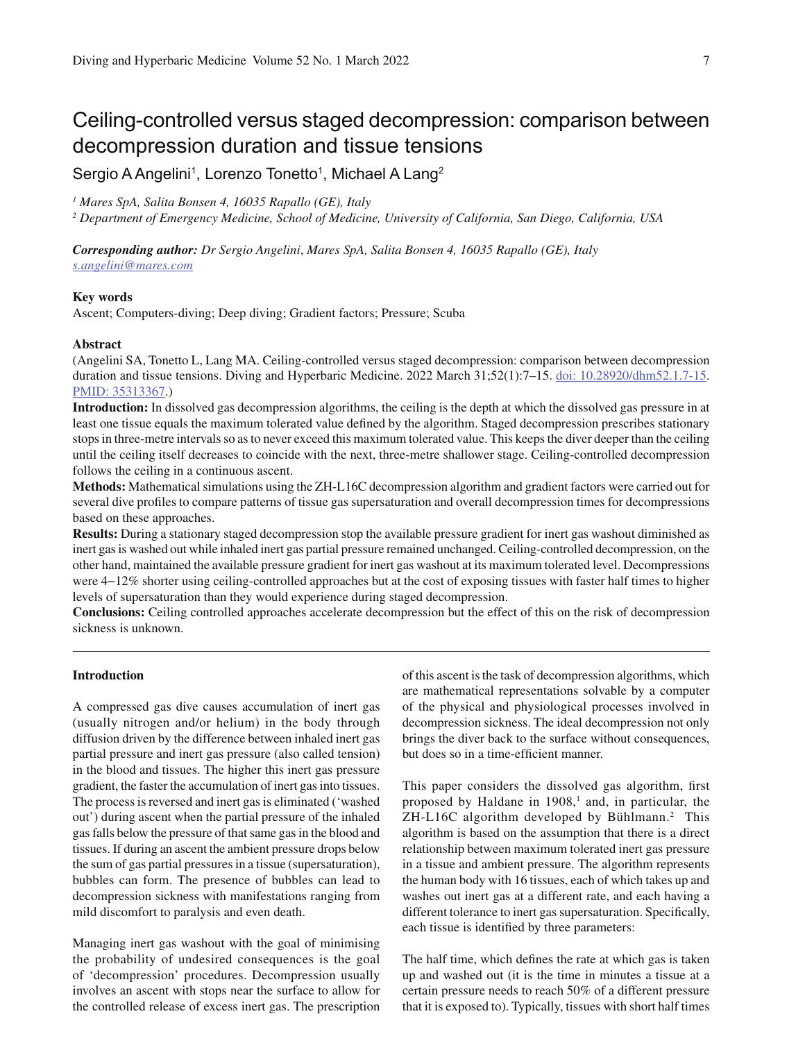# Ceiling-controlled versus staged decompression: comparison between decompression duration and tissue tensions

Sergio A Angelini[1], Lorenzo Tonetto[1], Michael A Lang[2]

*[1] Mares SpA, Salita Bonsen 4, 16035 Rapallo (GE), Italy*

*[2] Department of Emergency Medicine, School of Medicine, University of California, San Diego, California, USA*

***Corresponding author:** Dr Sergio Angelini, Mares SpA, Salita Bonsen 4, 16035 Rapallo (GE), Italy*
*s.angelini@mares.com*

**Key words**

Ascent; Computers-diving; Deep diving; Gradient factors; Pressure; Scuba

**Abstract**

(Angelini SA, Tonetto L, Lang MA. Ceiling-controlled versus staged decompression: comparison between decompression duration and tissue tensions. Diving and Hyperbaric Medicine. 2022 March 31;52(1):7–15. doi: 10.28920/dhm52.1.7-15. PMID: 35313367.)

**Introduction:** In dissolved gas decompression algorithms, the ceiling is the depth at which the dissolved gas pressure in at least one tissue equals the maximum tolerated value defined by the algorithm. Staged decompression prescribes stationary stops in three-metre intervals so as to never exceed this maximum tolerated value. This keeps the diver deeper than the ceiling until the ceiling itself decreases to coincide with the next, three-metre shallower stage. Ceiling-controlled decompression follows the ceiling in a continuous ascent.

**Methods:** Mathematical simulations using the ZH-L16C decompression algorithm and gradient factors were carried out for several dive profiles to compare patterns of tissue gas supersaturation and overall decompression times for decompressions based on these approaches.

**Results:** During a stationary staged decompression stop the available pressure gradient for inert gas washout diminished as inert gas is washed out while inhaled inert gas partial pressure remained unchanged. Ceiling-controlled decompression, on the other hand, maintained the available pressure gradient for inert gas washout at its maximum tolerated level. Decompressions were 4–12% shorter using ceiling-controlled approaches but at the cost of exposing tissues with faster half times to higher levels of supersaturation than they would experience during staged decompression.

**Conclusions:** Ceiling controlled approaches accelerate decompression but the effect of this on the risk of decompression sickness is unknown.

## Introduction

A compressed gas dive causes accumulation of inert gas (usually nitrogen and/or helium) in the body through diffusion driven by the difference between inhaled inert gas partial pressure and inert gas pressure (also called tension) in the blood and tissues. The higher this inert gas pressure gradient, the faster the accumulation of inert gas into tissues. The process is reversed and inert gas is eliminated ('washed out') during ascent when the partial pressure of the inhaled gas falls below the pressure of that same gas in the blood and tissues. If during an ascent the ambient pressure drops below the sum of gas partial pressures in a tissue (supersaturation), bubbles can form. The presence of bubbles can lead to decompression sickness with manifestations ranging from mild discomfort to paralysis and even death.

Managing inert gas washout with the goal of minimising the probability of undesired consequences is the goal of 'decompression' procedures. Decompression usually involves an ascent with stops near the surface to allow for the controlled release of excess inert gas. The prescription of this ascent is the task of decompression algorithms, which are mathematical representations solvable by a computer of the physical and physiological processes involved in decompression sickness. The ideal decompression not only brings the diver back to the surface without consequences, but does so in a time-efficient manner.

This paper considers the dissolved gas algorithm, first proposed by Haldane in 1908,[1] and, in particular, the ZH-L16C algorithm developed by Bühlmann.[2] This algorithm is based on the assumption that there is a direct relationship between maximum tolerated inert gas pressure in a tissue and ambient pressure. The algorithm represents the human body with 16 tissues, each of which takes up and washes out inert gas at a different rate, and each having a different tolerance to inert gas supersaturation. Specifically, each tissue is identified by three parameters:

The half time, which defines the rate at which gas is taken up and washed out (it is the time in minutes a tissue at a certain pressure needs to reach 50% of a different pressure that it is exposed to). Typically, tissues with short half times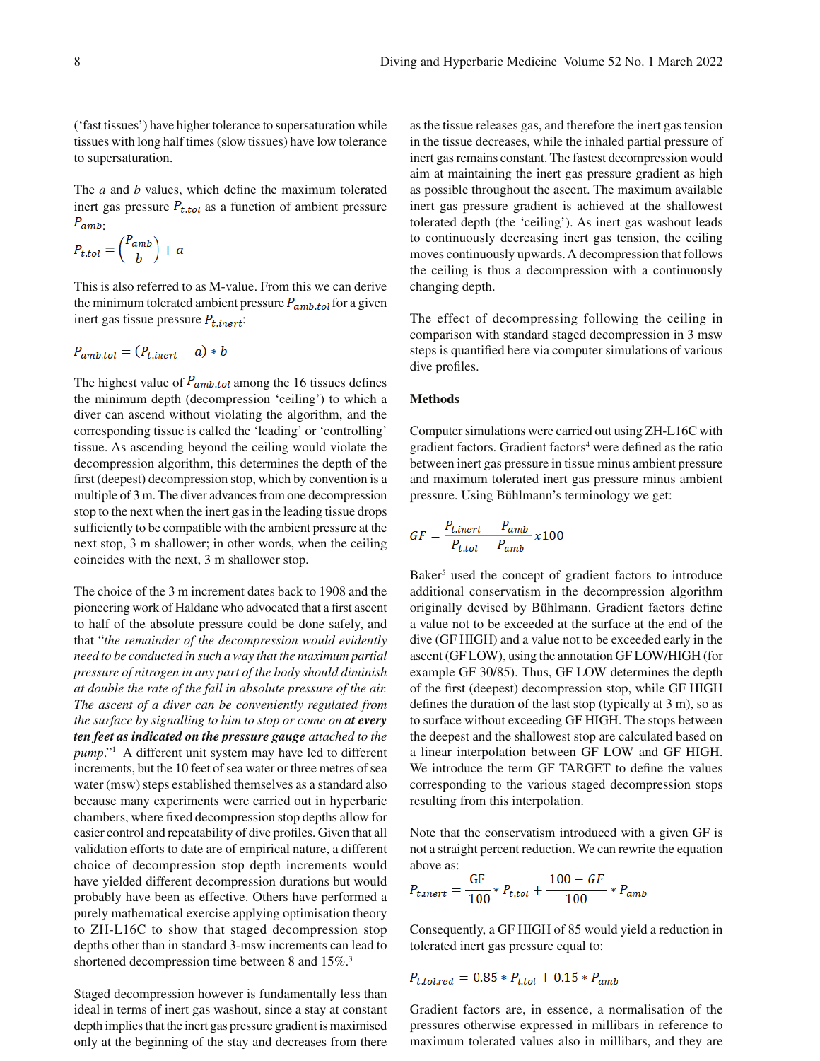('fast tissues') have higher tolerance to supersaturation while tissues with long half times (slow tissues) have low tolerance to supersaturation.

The $a$ and $b$ values, which define the maximum tolerated inert gas pressure $P_{t.tol}$ as a function of ambient pressure $P_{amb}$:

$$P_{t.tol} = \left(\frac{P_{amb}}{b}\right) + a$$

This is also referred to as M-value. From this we can derive the minimum tolerated ambient pressure $P_{amb.tol}$ for a given inert gas tissue pressure $P_{t.inert}$:

$$P_{amb.tol} = (P_{t.inert} - a) * b$$

The highest value of $P_{amb.tol}$ among the 16 tissues defines the minimum depth (decompression 'ceiling') to which a diver can ascend without violating the algorithm, and the corresponding tissue is called the 'leading' or 'controlling' tissue. As ascending beyond the ceiling would violate the decompression algorithm, this determines the depth of the first (deepest) decompression stop, which by convention is a multiple of 3 m. The diver advances from one decompression stop to the next when the inert gas in the leading tissue drops sufficiently to be compatible with the ambient pressure at the next stop, 3 m shallower; in other words, when the ceiling coincides with the next, 3 m shallower stop.

The choice of the 3 m increment dates back to 1908 and the pioneering work of Haldane who advocated that a first ascent to half of the absolute pressure could be done safely, and that "*the remainder of the decompression would evidently need to be conducted in such a way that the maximum partial pressure of nitrogen in any part of the body should diminish at double the rate of the fall in absolute pressure of the air. The ascent of a diver can be conveniently regulated from the surface by signalling to him to stop or come on* ***at every ten feet as indicated on the pressure gauge*** *attached to the pump*."[1] A different unit system may have led to different increments, but the 10 feet of sea water or three metres of sea water (msw) steps established themselves as a standard also because many experiments were carried out in hyperbaric chambers, where fixed decompression stop depths allow for easier control and repeatability of dive profiles. Given that all validation efforts to date are of empirical nature, a different choice of decompression stop depth increments would have yielded different decompression durations but would probably have been as effective. Others have performed a purely mathematical exercise applying optimisation theory to ZH-L16C to show that staged decompression stop depths other than in standard 3-msw increments can lead to shortened decompression time between 8 and 15%.[3]

Staged decompression however is fundamentally less than ideal in terms of inert gas washout, since a stay at constant depth implies that the inert gas pressure gradient is maximised only at the beginning of the stay and decreases from there as the tissue releases gas, and therefore the inert gas tension in the tissue decreases, while the inhaled partial pressure of inert gas remains constant. The fastest decompression would aim at maintaining the inert gas pressure gradient as high as possible throughout the ascent. The maximum available inert gas pressure gradient is achieved at the shallowest tolerated depth (the 'ceiling'). As inert gas washout leads to continuously decreasing inert gas tension, the ceiling moves continuously upwards. A decompression that follows the ceiling is thus a decompression with a continuously changing depth.

The effect of decompressing following the ceiling in comparison with standard staged decompression in 3 msw steps is quantified here via computer simulations of various dive profiles.

## Methods

Computer simulations were carried out using ZH-L16C with gradient factors. Gradient factors[4] were defined as the ratio between inert gas pressure in tissue minus ambient pressure and maximum tolerated inert gas pressure minus ambient pressure. Using Bühlmann's terminology we get:

$$GF = \frac{P_{t.inert} - P_{amb}}{P_{t.tol} - P_{amb}} x100$$

Baker[5] used the concept of gradient factors to introduce additional conservatism in the decompression algorithm originally devised by Bühlmann. Gradient factors define a value not to be exceeded at the surface at the end of the dive (GF HIGH) and a value not to be exceeded early in the ascent (GF LOW), using the annotation GF LOW/HIGH (for example GF 30/85). Thus, GF LOW determines the depth of the first (deepest) decompression stop, while GF HIGH defines the duration of the last stop (typically at 3 m), so as to surface without exceeding GF HIGH. The stops between the deepest and the shallowest stop are calculated based on a linear interpolation between GF LOW and GF HIGH. We introduce the term GF TARGET to define the values corresponding to the various staged decompression stops resulting from this interpolation.

Note that the conservatism introduced with a given GF is not a straight percent reduction. We can rewrite the equation above as:

$$P_{t.inert} = \frac{\text{GF}}{100} * P_{t.tol} + \frac{100 - GF}{100} * P_{amb}$$

Consequently, a GF HIGH of 85 would yield a reduction in tolerated inert gas pressure equal to:

$$P_{t.tol.red} = 0.85 * P_{t.tol} + 0.15 * P_{amb}$$

Gradient factors are, in essence, a normalisation of the pressures otherwise expressed in millibars in reference to maximum tolerated values also in millibars, and they are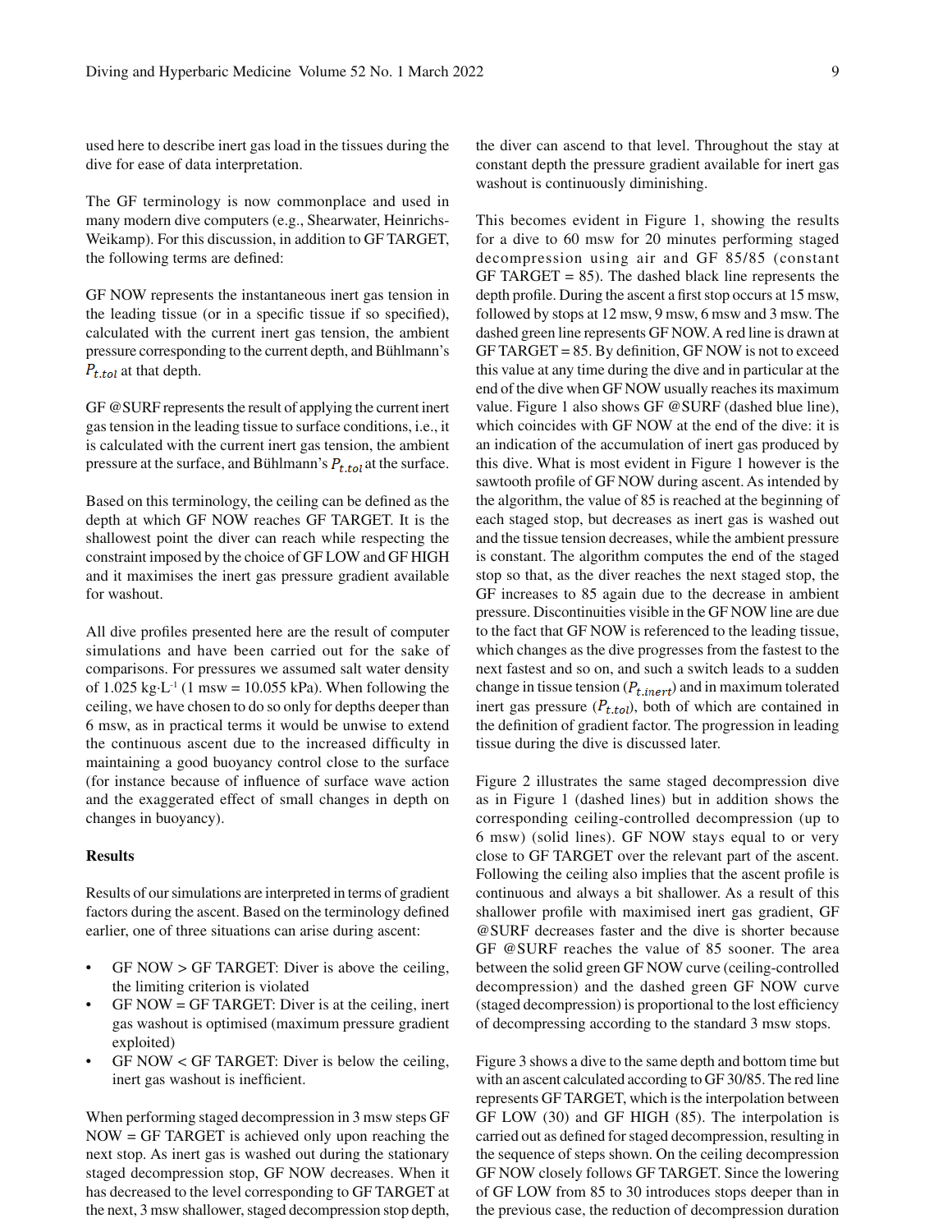used here to describe inert gas load in the tissues during the dive for ease of data interpretation.

The GF terminology is now commonplace and used in many modern dive computers (e.g., Shearwater, Heinrichs-Weikamp). For this discussion, in addition to GF TARGET, the following terms are defined:

GF NOW represents the instantaneous inert gas tension in the leading tissue (or in a specific tissue if so specified), calculated with the current inert gas tension, the ambient pressure corresponding to the current depth, and Bühlmann's $P_{t.tol}$ at that depth.

GF @SURF represents the result of applying the current inert gas tension in the leading tissue to surface conditions, i.e., it is calculated with the current inert gas tension, the ambient pressure at the surface, and Bühlmann's $P_{t.tol}$ at the surface.

Based on this terminology, the ceiling can be defined as the depth at which GF NOW reaches GF TARGET. It is the shallowest point the diver can reach while respecting the constraint imposed by the choice of GF LOW and GF HIGH and it maximises the inert gas pressure gradient available for washout.

All dive profiles presented here are the result of computer simulations and have been carried out for the sake of comparisons. For pressures we assumed salt water density of 1.025 kg·L$^{-1}$ (1 msw = 10.055 kPa). When following the ceiling, we have chosen to do so only for depths deeper than 6 msw, as in practical terms it would be unwise to extend the continuous ascent due to the increased difficulty in maintaining a good buoyancy control close to the surface (for instance because of influence of surface wave action and the exaggerated effect of small changes in depth on changes in buoyancy).

## Results

Results of our simulations are interpreted in terms of gradient factors during the ascent. Based on the terminology defined earlier, one of three situations can arise during ascent:

- GF NOW > GF TARGET: Diver is above the ceiling, the limiting criterion is violated
- GF NOW = GF TARGET: Diver is at the ceiling, inert gas washout is optimised (maximum pressure gradient exploited)
- GF NOW < GF TARGET: Diver is below the ceiling, inert gas washout is inefficient.

When performing staged decompression in 3 msw steps GF NOW = GF TARGET is achieved only upon reaching the next stop. As inert gas is washed out during the stationary staged decompression stop, GF NOW decreases. When it has decreased to the level corresponding to GF TARGET at the next, 3 msw shallower, staged decompression stop depth, the diver can ascend to that level. Throughout the stay at constant depth the pressure gradient available for inert gas washout is continuously diminishing.

This becomes evident in Figure 1, showing the results for a dive to 60 msw for 20 minutes performing staged decompression using air and GF 85/85 (constant GF TARGET = 85). The dashed black line represents the depth profile. During the ascent a first stop occurs at 15 msw, followed by stops at 12 msw, 9 msw, 6 msw and 3 msw. The dashed green line represents GF NOW. A red line is drawn at GF TARGET = 85. By definition, GF NOW is not to exceed this value at any time during the dive and in particular at the end of the dive when GF NOW usually reaches its maximum value. Figure 1 also shows GF @SURF (dashed blue line), which coincides with GF NOW at the end of the dive: it is an indication of the accumulation of inert gas produced by this dive. What is most evident in Figure 1 however is the sawtooth profile of GF NOW during ascent. As intended by the algorithm, the value of 85 is reached at the beginning of each staged stop, but decreases as inert gas is washed out and the tissue tension decreases, while the ambient pressure is constant. The algorithm computes the end of the staged stop so that, as the diver reaches the next staged stop, the GF increases to 85 again due to the decrease in ambient pressure. Discontinuities visible in the GF NOW line are due to the fact that GF NOW is referenced to the leading tissue, which changes as the dive progresses from the fastest to the next fastest and so on, and such a switch leads to a sudden change in tissue tension ($P_{t.inert}$) and in maximum tolerated inert gas pressure ($P_{t.tol}$), both of which are contained in the definition of gradient factor. The progression in leading tissue during the dive is discussed later.

Figure 2 illustrates the same staged decompression dive as in Figure 1 (dashed lines) but in addition shows the corresponding ceiling-controlled decompression (up to 6 msw) (solid lines). GF NOW stays equal to or very close to GF TARGET over the relevant part of the ascent. Following the ceiling also implies that the ascent profile is continuous and always a bit shallower. As a result of this shallower profile with maximised inert gas gradient, GF @SURF decreases faster and the dive is shorter because GF @SURF reaches the value of 85 sooner. The area between the solid green GF NOW curve (ceiling-controlled decompression) and the dashed green GF NOW curve (staged decompression) is proportional to the lost efficiency of decompressing according to the standard 3 msw stops.

Figure 3 shows a dive to the same depth and bottom time but with an ascent calculated according to GF 30/85. The red line represents GF TARGET, which is the interpolation between GF LOW (30) and GF HIGH (85). The interpolation is carried out as defined for staged decompression, resulting in the sequence of steps shown. On the ceiling decompression GF NOW closely follows GF TARGET. Since the lowering of GF LOW from 85 to 30 introduces stops deeper than in the previous case, the reduction of decompression duration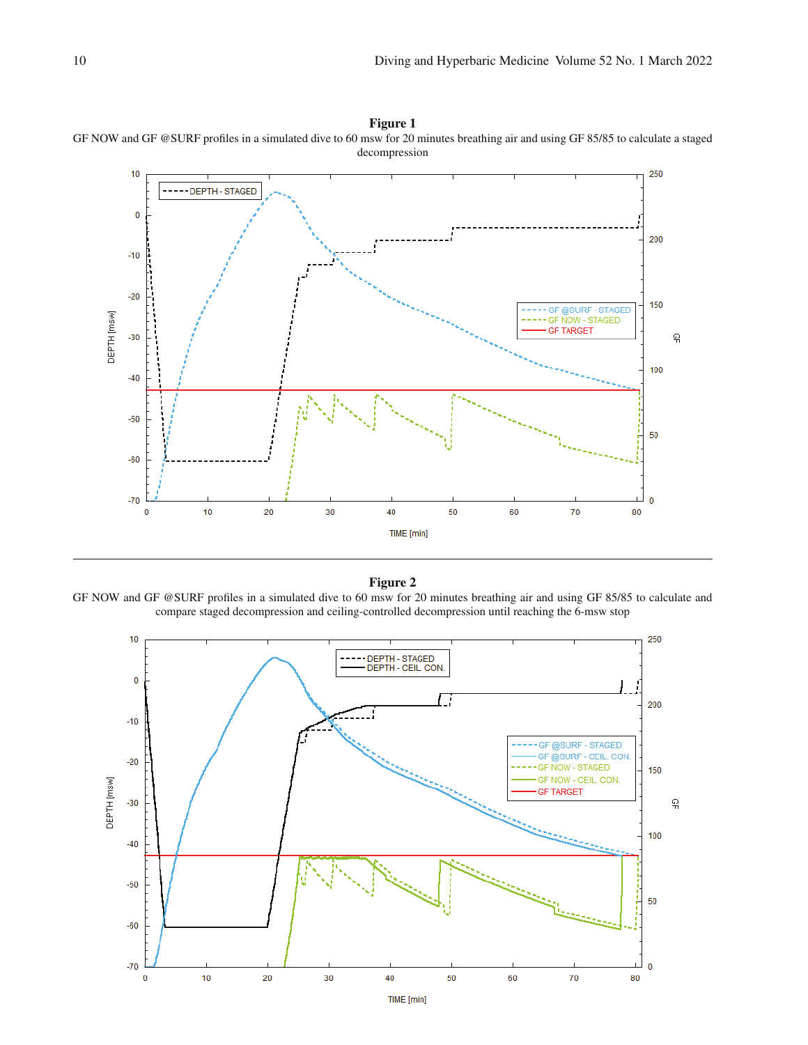**Figure 1**

GF NOW and GF @SURF profiles in a simulated dive to 60 msw for 20 minutes breathing air and using GF 85/85 to calculate a staged decompression

**Figure 2**

GF NOW and GF @SURF profiles in a simulated dive to 60 msw for 20 minutes breathing air and using GF 85/85 to calculate and compare staged decompression and ceiling-controlled decompression until reaching the 6-msw stop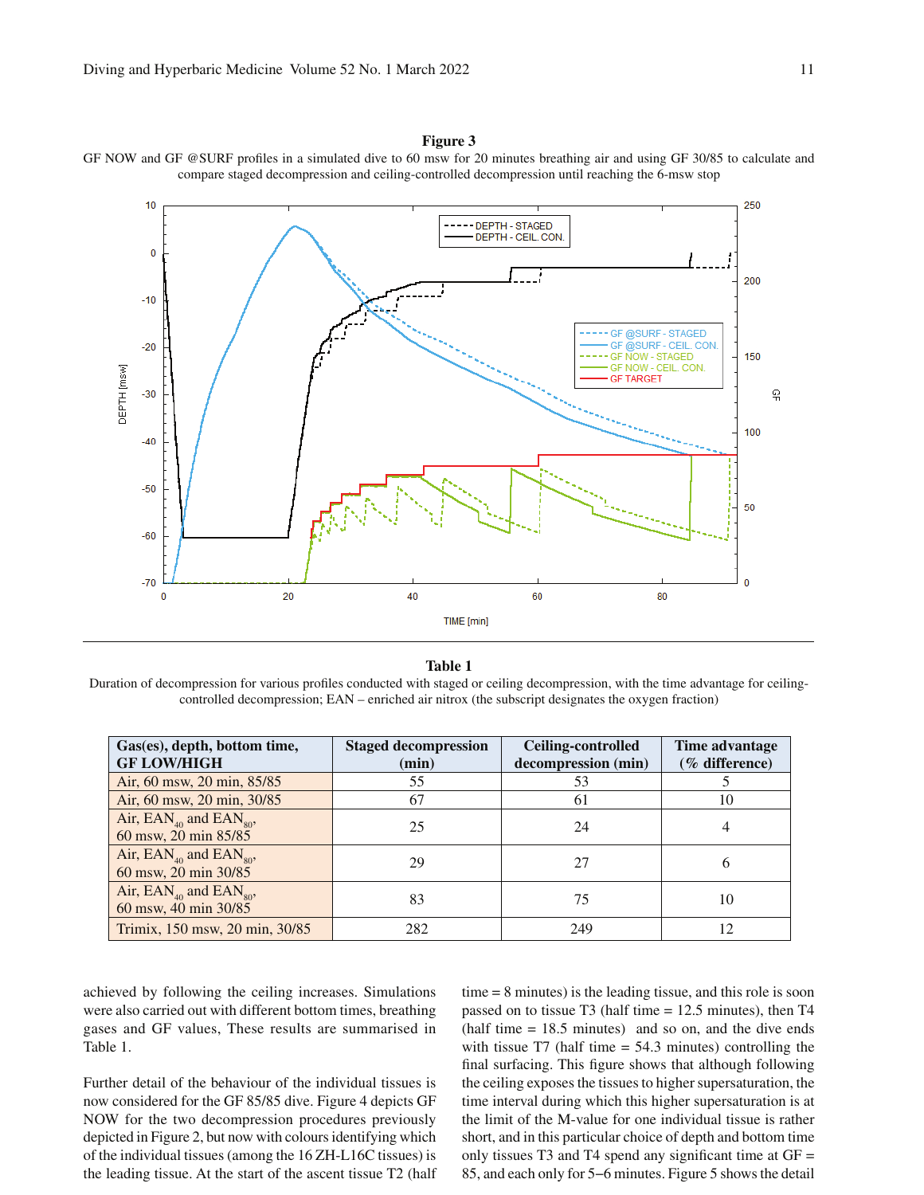**Figure 3**

GF NOW and GF @SURF profiles in a simulated dive to 60 msw for 20 minutes breathing air and using GF 30/85 to calculate and compare staged decompression and ceiling-controlled decompression until reaching the 6-msw stop

**Table 1**

Duration of decompression for various profiles conducted with staged or ceiling decompression, with the time advantage for ceiling-controlled decompression; EAN – enriched air nitrox (the subscript designates the oxygen fraction)

| Gas(es), depth, bottom time, GF LOW/HIGH | Staged decompression (min) | Ceiling-controlled decompression (min) | Time advantage (% difference) |
|---|---|---|---|
| Air, 60 msw, 20 min, 85/85 | 55 | 53 | 5 |
| Air, 60 msw, 20 min, 30/85 | 67 | 61 | 10 |
| Air, $EAN_{40}$ and $EAN_{80}$, 60 msw, 20 min 85/85 | 25 | 24 | 4 |
| Air, $EAN_{40}$ and $EAN_{80}$, 60 msw, 20 min 30/85 | 29 | 27 | 6 |
| Air, $EAN_{40}$ and $EAN_{80}$, 60 msw, 40 min 30/85 | 83 | 75 | 10 |
| Trimix, 150 msw, 20 min, 30/85 | 282 | 249 | 12 |

achieved by following the ceiling increases. Simulations were also carried out with different bottom times, breathing gases and GF values, These results are summarised in Table 1.

Further detail of the behaviour of the individual tissues is now considered for the GF 85/85 dive. Figure 4 depicts GF NOW for the two decompression procedures previously depicted in Figure 2, but now with colours identifying which of the individual tissues (among the 16 ZH-L16C tissues) is the leading tissue. At the start of the ascent tissue T2 (half time = 8 minutes) is the leading tissue, and this role is soon passed on to tissue T3 (half time = 12.5 minutes), then T4 (half time = 18.5 minutes) and so on, and the dive ends with tissue T7 (half time = 54.3 minutes) controlling the final surfacing. This figure shows that although following the ceiling exposes the tissues to higher supersaturation, the time interval during which this higher supersaturation is at the limit of the M-value for one individual tissue is rather short, and in this particular choice of depth and bottom time only tissues T3 and T4 spend any significant time at GF = 85, and each only for 5–6 minutes. Figure 5 shows the detail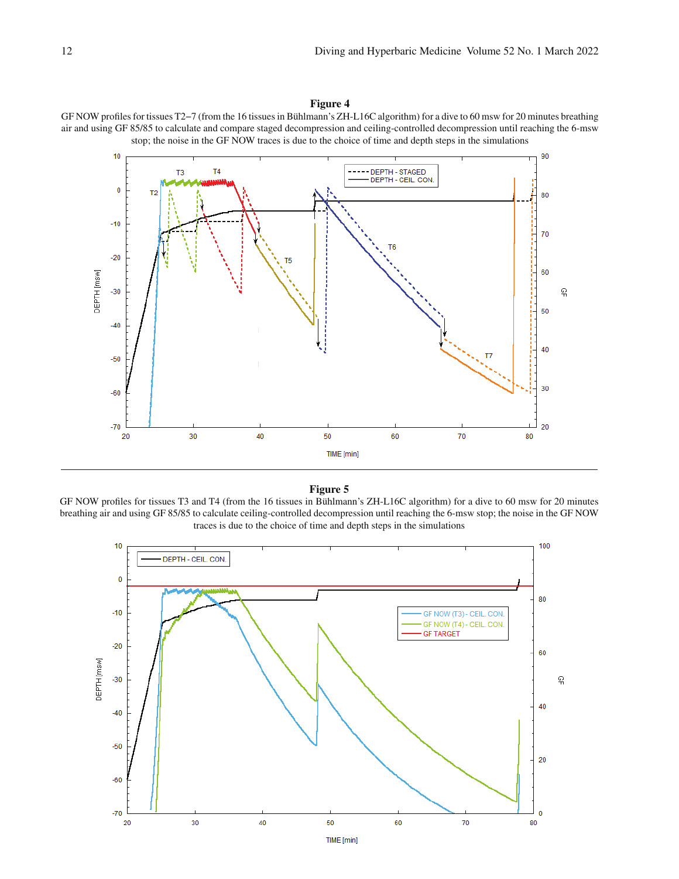**Figure 4**

GF NOW profiles for tissues T2–7 (from the 16 tissues in Bühlmann's ZH-L16C algorithm) for a dive to 60 msw for 20 minutes breathing air and using GF 85/85 to calculate and compare staged decompression and ceiling-controlled decompression until reaching the 6-msw stop; the noise in the GF NOW traces is due to the choice of time and depth steps in the simulations

**Figure 5**

GF NOW profiles for tissues T3 and T4 (from the 16 tissues in Bühlmann's ZH-L16C algorithm) for a dive to 60 msw for 20 minutes breathing air and using GF 85/85 to calculate ceiling-controlled decompression until reaching the 6-msw stop; the noise in the GF NOW traces is due to the choice of time and depth steps in the simulations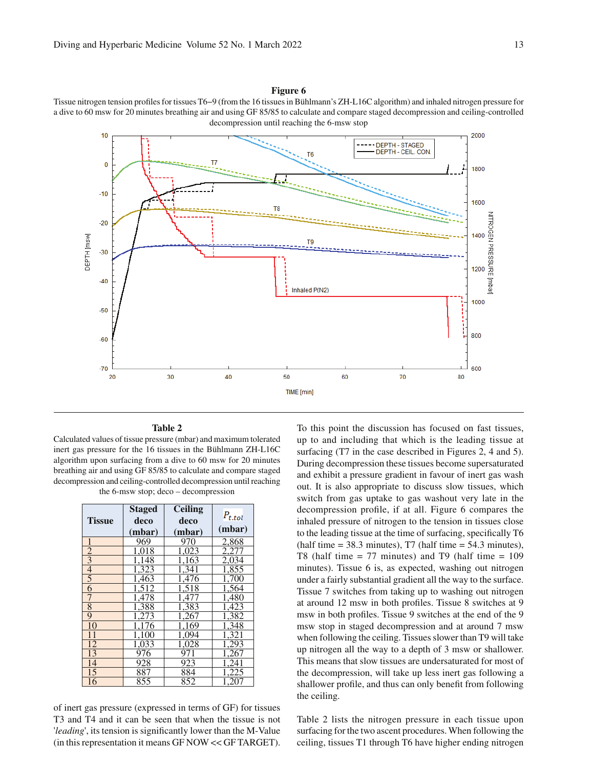**Figure 6**

Tissue nitrogen tension profiles for tissues T6–9 (from the 16 tissues in Bühlmann's ZH-L16C algorithm) and inhaled nitrogen pressure for a dive to 60 msw for 20 minutes breathing air and using GF 85/85 to calculate and compare staged decompression and ceiling-controlled decompression until reaching the 6-msw stop

**Table 2**

Calculated values of tissue pressure (mbar) and maximum tolerated inert gas pressure for the 16 tissues in the Bühlmann ZH-L16C algorithm upon surfacing from a dive to 60 msw for 20 minutes breathing air and using GF 85/85 to calculate and compare staged decompression and ceiling-controlled decompression until reaching the 6-msw stop; deco – decompression

| Tissue | Staged deco (mbar) | Ceiling deco (mbar) | $P_{t.tol}$ (mbar) |
|---|---|---|---|
| 1 | 969 | 970 | 2,868 |
| 2 | 1,018 | 1,023 | 2,277 |
| 3 | 1,148 | 1,163 | 2,034 |
| 4 | 1,323 | 1,341 | 1,855 |
| 5 | 1,463 | 1,476 | 1,700 |
| 6 | 1,512 | 1,518 | 1,564 |
| 7 | 1,478 | 1,477 | 1,480 |
| 8 | 1,388 | 1,383 | 1,423 |
| 9 | 1,273 | 1,267 | 1,382 |
| 10 | 1,176 | 1,169 | 1,348 |
| 11 | 1,100 | 1,094 | 1,321 |
| 12 | 1,033 | 1,028 | 1,293 |
| 13 | 976 | 971 | 1,267 |
| 14 | 928 | 923 | 1,241 |
| 15 | 887 | 884 | 1,225 |
| 16 | 855 | 852 | 1,207 |

of inert gas pressure (expressed in terms of GF) for tissues T3 and T4 and it can be seen that when the tissue is not '*leading*', its tension is significantly lower than the M-Value (in this representation it means GF NOW << GF TARGET).

To this point the discussion has focused on fast tissues, up to and including that which is the leading tissue at surfacing (T7 in the case described in Figures 2, 4 and 5). During decompression these tissues become supersaturated and exhibit a pressure gradient in favour of inert gas wash out. It is also appropriate to discuss slow tissues, which switch from gas uptake to gas washout very late in the decompression profile, if at all. Figure 6 compares the inhaled pressure of nitrogen to the tension in tissues close to the leading tissue at the time of surfacing, specifically T6 (half time = 38.3 minutes), T7 (half time = 54.3 minutes), T8 (half time = 77 minutes) and T9 (half time = 109 minutes). Tissue 6 is, as expected, washing out nitrogen under a fairly substantial gradient all the way to the surface. Tissue 7 switches from taking up to washing out nitrogen at around 12 msw in both profiles. Tissue 8 switches at 9 msw in both profiles. Tissue 9 switches at the end of the 9 msw stop in staged decompression and at around 7 msw when following the ceiling. Tissues slower than T9 will take up nitrogen all the way to a depth of 3 msw or shallower. This means that slow tissues are undersaturated for most of the decompression, will take up less inert gas following a shallower profile, and thus can only benefit from following the ceiling.

Table 2 lists the nitrogen pressure in each tissue upon surfacing for the two ascent procedures. When following the ceiling, tissues T1 through T6 have higher ending nitrogen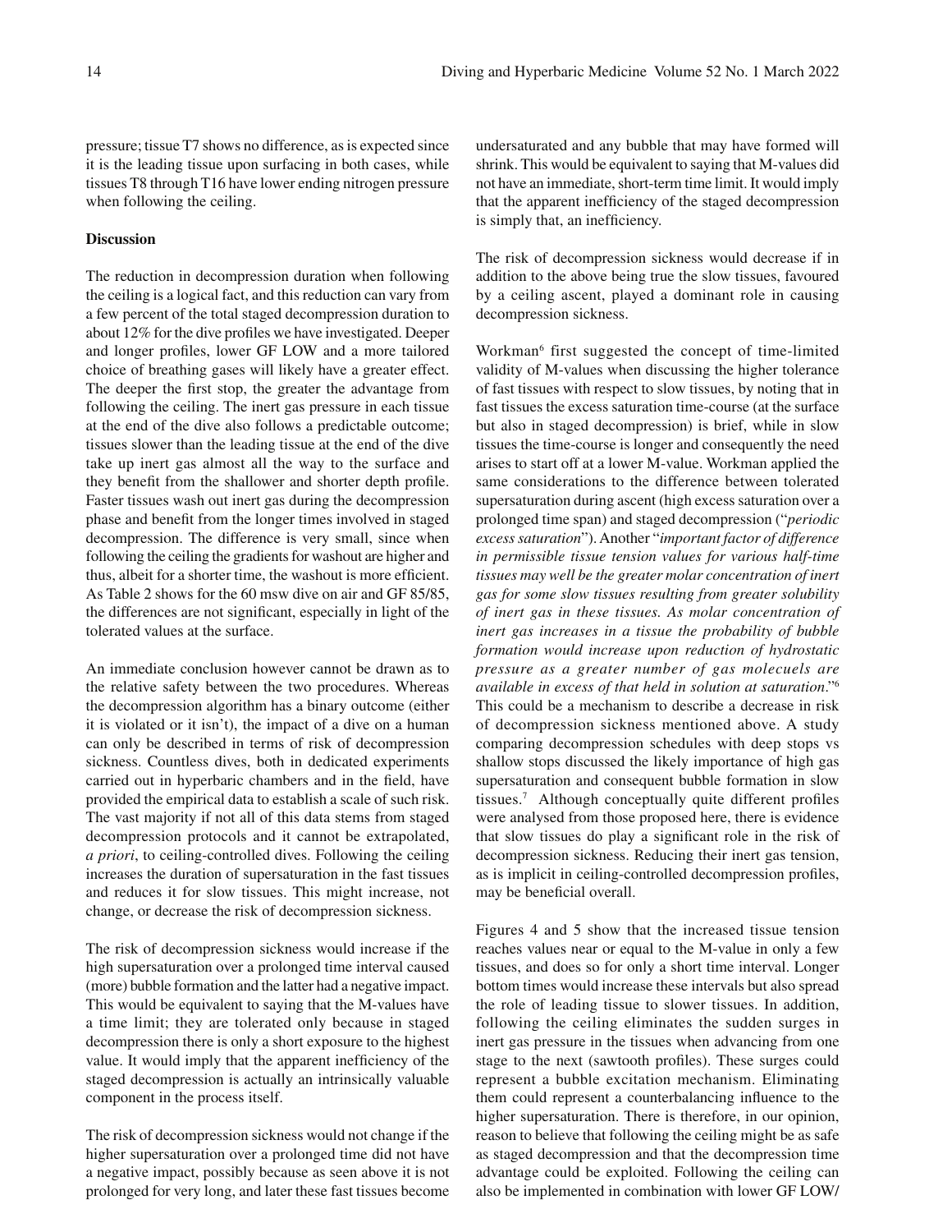pressure; tissue T7 shows no difference, as is expected since it is the leading tissue upon surfacing in both cases, while tissues T8 through T16 have lower ending nitrogen pressure when following the ceiling.

## Discussion

The reduction in decompression duration when following the ceiling is a logical fact, and this reduction can vary from a few percent of the total staged decompression duration to about 12% for the dive profiles we have investigated. Deeper and longer profiles, lower GF LOW and a more tailored choice of breathing gases will likely have a greater effect. The deeper the first stop, the greater the advantage from following the ceiling. The inert gas pressure in each tissue at the end of the dive also follows a predictable outcome; tissues slower than the leading tissue at the end of the dive take up inert gas almost all the way to the surface and they benefit from the shallower and shorter depth profile. Faster tissues wash out inert gas during the decompression phase and benefit from the longer times involved in staged decompression. The difference is very small, since when following the ceiling the gradients for washout are higher and thus, albeit for a shorter time, the washout is more efficient. As Table 2 shows for the 60 msw dive on air and GF 85/85, the differences are not significant, especially in light of the tolerated values at the surface.

An immediate conclusion however cannot be drawn as to the relative safety between the two procedures. Whereas the decompression algorithm has a binary outcome (either it is violated or it isn't), the impact of a dive on a human can only be described in terms of risk of decompression sickness. Countless dives, both in dedicated experiments carried out in hyperbaric chambers and in the field, have provided the empirical data to establish a scale of such risk. The vast majority if not all of this data stems from staged decompression protocols and it cannot be extrapolated, *a priori*, to ceiling-controlled dives. Following the ceiling increases the duration of supersaturation in the fast tissues and reduces it for slow tissues. This might increase, not change, or decrease the risk of decompression sickness.

The risk of decompression sickness would increase if the high supersaturation over a prolonged time interval caused (more) bubble formation and the latter had a negative impact. This would be equivalent to saying that the M-values have a time limit; they are tolerated only because in staged decompression there is only a short exposure to the highest value. It would imply that the apparent inefficiency of the staged decompression is actually an intrinsically valuable component in the process itself.

The risk of decompression sickness would not change if the higher supersaturation over a prolonged time did not have a negative impact, possibly because as seen above it is not prolonged for very long, and later these fast tissues become undersaturated and any bubble that may have formed will shrink. This would be equivalent to saying that M-values did not have an immediate, short-term time limit. It would imply that the apparent inefficiency of the staged decompression is simply that, an inefficiency.

The risk of decompression sickness would decrease if in addition to the above being true the slow tissues, favoured by a ceiling ascent, played a dominant role in causing decompression sickness.

Workman[6] first suggested the concept of time-limited validity of M-values when discussing the higher tolerance of fast tissues with respect to slow tissues, by noting that in fast tissues the excess saturation time-course (at the surface but also in staged decompression) is brief, while in slow tissues the time-course is longer and consequently the need arises to start off at a lower M-value. Workman applied the same considerations to the difference between tolerated supersaturation during ascent (high excess saturation over a prolonged time span) and staged decompression ("*periodic excess saturation*"). Another "*important factor of difference in permissible tissue tension values for various half-time tissues may well be the greater molar concentration of inert gas for some slow tissues resulting from greater solubility of inert gas in these tissues. As molar concentration of inert gas increases in a tissue the probability of bubble formation would increase upon reduction of hydrostatic pressure as a greater number of gas molecuels are available in excess of that held in solution at saturation*."[6] This could be a mechanism to describe a decrease in risk of decompression sickness mentioned above. A study comparing decompression schedules with deep stops vs shallow stops discussed the likely importance of high gas supersaturation and consequent bubble formation in slow tissues.[7] Although conceptually quite different profiles were analysed from those proposed here, there is evidence that slow tissues do play a significant role in the risk of decompression sickness. Reducing their inert gas tension, as is implicit in ceiling-controlled decompression profiles, may be beneficial overall.

Figures 4 and 5 show that the increased tissue tension reaches values near or equal to the M-value in only a few tissues, and does so for only a short time interval. Longer bottom times would increase these intervals but also spread the role of leading tissue to slower tissues. In addition, following the ceiling eliminates the sudden surges in inert gas pressure in the tissues when advancing from one stage to the next (sawtooth profiles). These surges could represent a bubble excitation mechanism. Eliminating them could represent a counterbalancing influence to the higher supersaturation. There is therefore, in our opinion, reason to believe that following the ceiling might be as safe as staged decompression and that the decompression time advantage could be exploited. Following the ceiling can also be implemented in combination with lower GF LOW/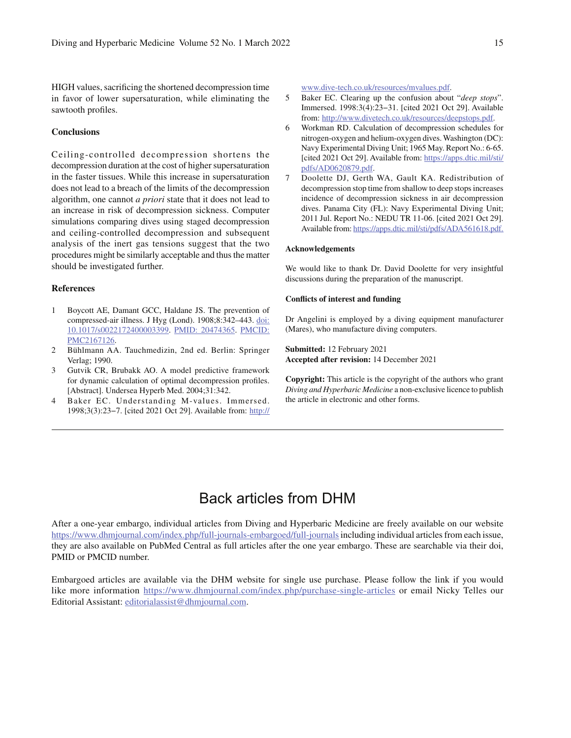HIGH values, sacrificing the shortened decompression time in favor of lower supersaturation, while eliminating the sawtooth profiles.

## Conclusions

Ceiling-controlled decompression shortens the decompression duration at the cost of higher supersaturation in the faster tissues. While this increase in supersaturation does not lead to a breach of the limits of the decompression algorithm, one cannot *a priori* state that it does not lead to an increase in risk of decompression sickness. Computer simulations comparing dives using staged decompression and ceiling-controlled decompression and subsequent analysis of the inert gas tensions suggest that the two procedures might be similarly acceptable and thus the matter should be investigated further.

## References

1. Boycott AE, Damant GCC, Haldane JS. The prevention of compressed-air illness. J Hyg (Lond). 1908;8:342–443. doi: 10.1017/s0022172400003399. PMID: 20474365. PMCID: PMC2167126.
2. Bühlmann AA. Tauchmedizin, 2nd ed. Berlin: Springer Verlag; 1990.
3. Gutvik CR, Brubakk AO. A model predictive framework for dynamic calculation of optimal decompression profiles. [Abstract]. Undersea Hyperb Med. 2004;31:342.
4. Baker EC. Understanding M-values. Immersed. 1998;3(3):23–7. [cited 2021 Oct 29]. Available from: http://www.dive-tech.co.uk/resources/mvalues.pdf.
5. Baker EC. Clearing up the confusion about "*deep stops*". Immersed. 1998:3(4):23–31. [cited 2021 Oct 29]. Available from: http://www.divetech.co.uk/resources/deepstops.pdf.
6. Workman RD. Calculation of decompression schedules for nitrogen-oxygen and helium-oxygen dives. Washington (DC): Navy Experimental Diving Unit; 1965 May. Report No.: 6-65. [cited 2021 Oct 29]. Available from: https://apps.dtic.mil/sti/pdfs/AD0620879.pdf.
7. Doolette DJ, Gerth WA, Gault KA. Redistribution of decompression stop time from shallow to deep stops increases incidence of decompression sickness in air decompression dives. Panama City (FL): Navy Experimental Diving Unit; 2011 Jul. Report No.: NEDU TR 11-06. [cited 2021 Oct 29]. Available from: https://apps.dtic.mil/sti/pdfs/ADA561618.pdf.

### Acknowledgements

We would like to thank Dr. David Doolette for very insightful discussions during the preparation of the manuscript.

### Conflicts of interest and funding

Dr Angelini is employed by a diving equipment manufacturer (Mares), who manufacture diving computers.

**Submitted:** 12 February 2021
**Accepted after revision:** 14 December 2021

**Copyright:** This article is the copyright of the authors who grant *Diving and Hyperbaric Medicine* a non-exclusive licence to publish the article in electronic and other forms.

# Back articles from DHM

After a one-year embargo, individual articles from Diving and Hyperbaric Medicine are freely available on our website https://www.dhmjournal.com/index.php/full-journals-embargoed/full-journals including individual articles from each issue, they are also available on PubMed Central as full articles after the one year embargo. These are searchable via their doi, PMID or PMCID number.

Embargoed articles are available via the DHM website for single use purchase. Please follow the link if you would like more information https://www.dhmjournal.com/index.php/purchase-single-articles or email Nicky Telles our Editorial Assistant: editorialassist@dhmjournal.com.